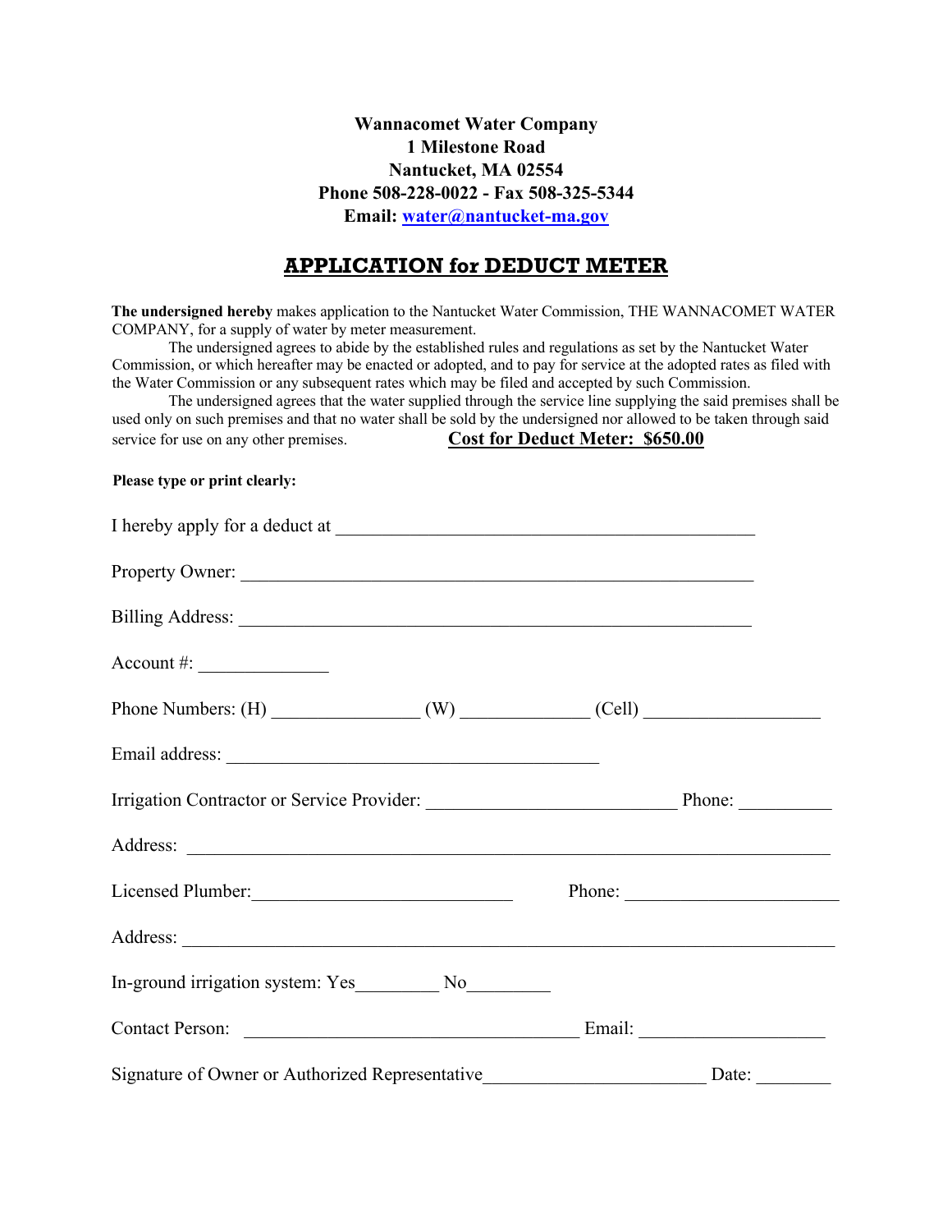**Wannacomet Water Company**
**1 Milestone Road**
**Nantucket, MA 02554**
**Phone 508-228-0022 - Fax 508-325-5344**
**Email: water@nantucket-ma.gov**

# APPLICATION for DEDUCT METER

**The undersigned hereby** makes application to the Nantucket Water Commission, THE WANNACOMET WATER COMPANY, for a supply of water by meter measurement.

The undersigned agrees to abide by the established rules and regulations as set by the Nantucket Water Commission, or which hereafter may be enacted or adopted, and to pay for service at the adopted rates as filed with the Water Commission or any subsequent rates which may be filed and accepted by such Commission.

The undersigned agrees that the water supplied through the service line supplying the said premises shall be used only on such premises and that no water shall be sold by the undersigned nor allowed to be taken through said service for use on any other premises.

**Cost for Deduct Meter: $650.00**

**Please type or print clearly:**

I hereby apply for a deduct at ______________________________________________

Property Owner: ________________________________________________________

Billing Address: ________________________________________________________

Account #: ______________

Phone Numbers: (H) ________________ (W) ______________ (Cell) ___________________

Email address: ________________________________________

Irrigation Contractor or Service Provider: __________________________ Phone: __________

Address: ______________________________________________________________________

Licensed Plumber:____________________________ Phone: ______________________

Address: ______________________________________________________________________

In-ground irrigation system: Yes_________ No_________

Contact Person: ____________________________________ Email: ____________________

Signature of Owner or Authorized Representative________________________ Date: ________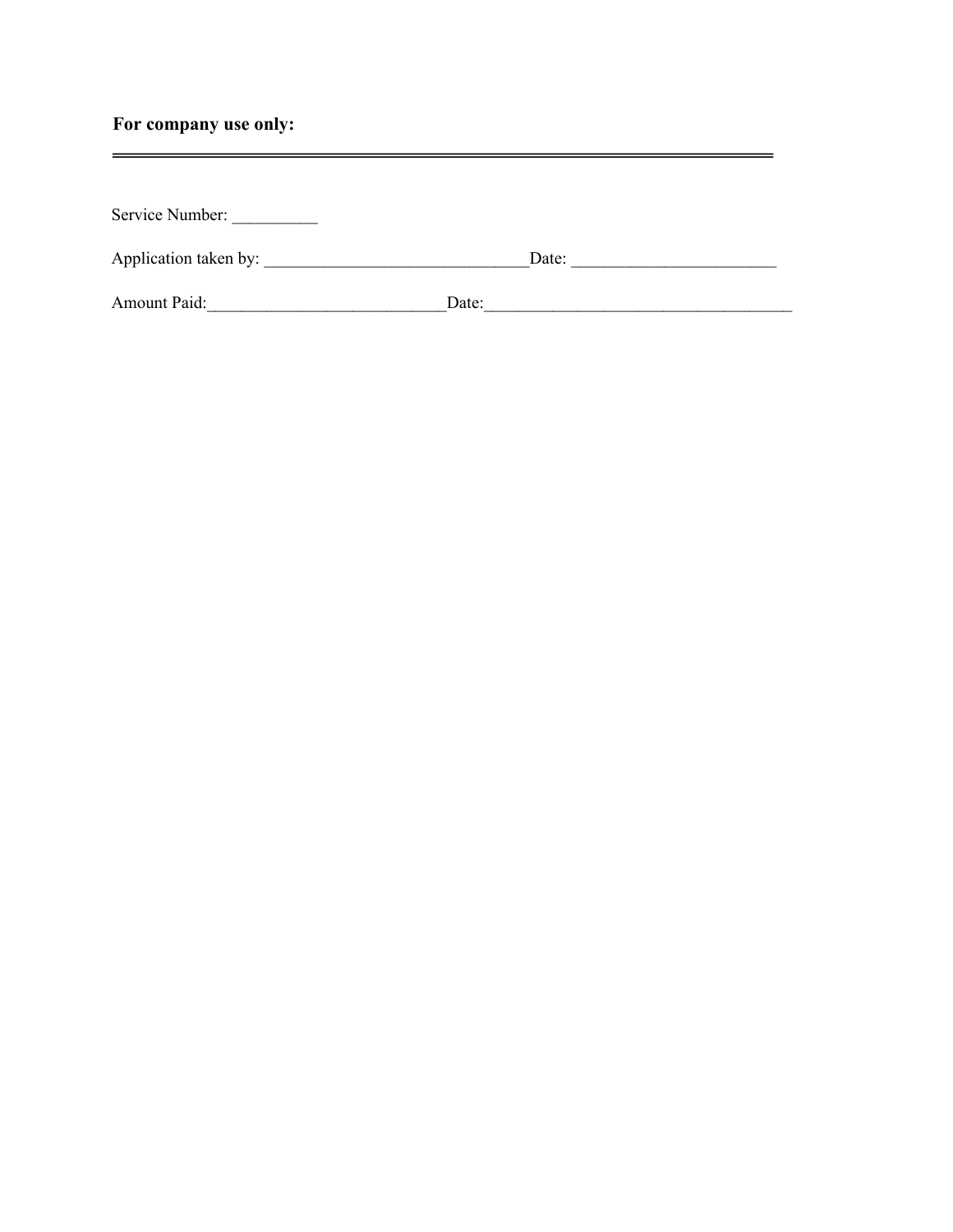**For company use only:**

---

Service Number: __________

Application taken by: ______________________________Date: ________________________

Amount Paid:___________________________Date:____________________________________